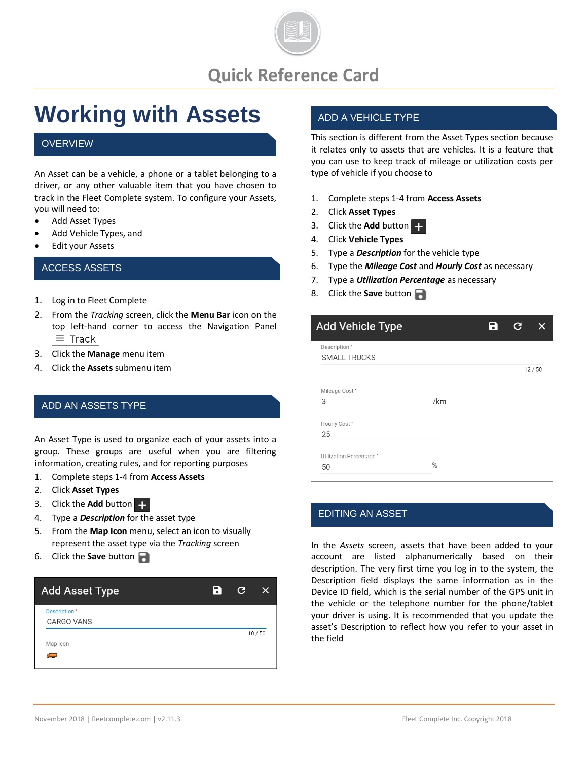# Quick Reference Card

# Working with Assets

## OVERVIEW

An Asset can be a vehicle, a phone or a tablet belonging to a driver, or any other valuable item that you have chosen to track in the Fleet Complete system. To configure your Assets, you will need to:

- Add Asset Types
- Add Vehicle Types, and
- Edit your Assets

## ACCESS ASSETS

1. Log in to Fleet Complete
2. From the *Tracking* screen, click the **Menu Bar** icon on the top left-hand corner to access the Navigation Panel ☰ Track
3. Click the **Manage** menu item
4. Click the **Assets** submenu item

## ADD AN ASSETS TYPE

An Asset Type is used to organize each of your assets into a group. These groups are useful when you are filtering information, creating rules, and for reporting purposes

1. Complete steps 1-4 from **Access Assets**
2. Click **Asset Types**
3. Click the **Add** button +
4. Type a ***Description*** for the asset type
5. From the **Map Icon** menu, select an icon to visually represent the asset type via the *Tracking* screen
6. Click the **Save** button

**Add Asset Type**

Description *
CARGO VANS
10 / 50

Map Icon

## ADD A VEHICLE TYPE

This section is different from the Asset Types section because it relates only to assets that are vehicles. It is a feature that you can use to keep track of mileage or utilization costs per type of vehicle if you choose to

1. Complete steps 1-4 from **Access Assets**
2. Click **Asset Types**
3. Click the **Add** button +
4. Click **Vehicle Types**
5. Type a ***Description*** for the vehicle type
6. Type the ***Mileage Cost*** and ***Hourly Cost*** as necessary
7. Type a ***Utilization Percentage*** as necessary
8. Click the **Save** button

**Add Vehicle Type**

Description *
SMALL TRUCKS
12 / 50

Mileage Cost *
3 /km

Hourly Cost *
25

Utilization Percentage *
50 %

## EDITING AN ASSET

In the *Assets* screen, assets that have been added to your account are listed alphanumerically based on their description. The very first time you log in to the system, the Description field displays the same information as in the Device ID field, which is the serial number of the GPS unit in the vehicle or the telephone number for the phone/tablet your driver is using. It is recommended that you update the asset's Description to reflect how you refer to your asset in the field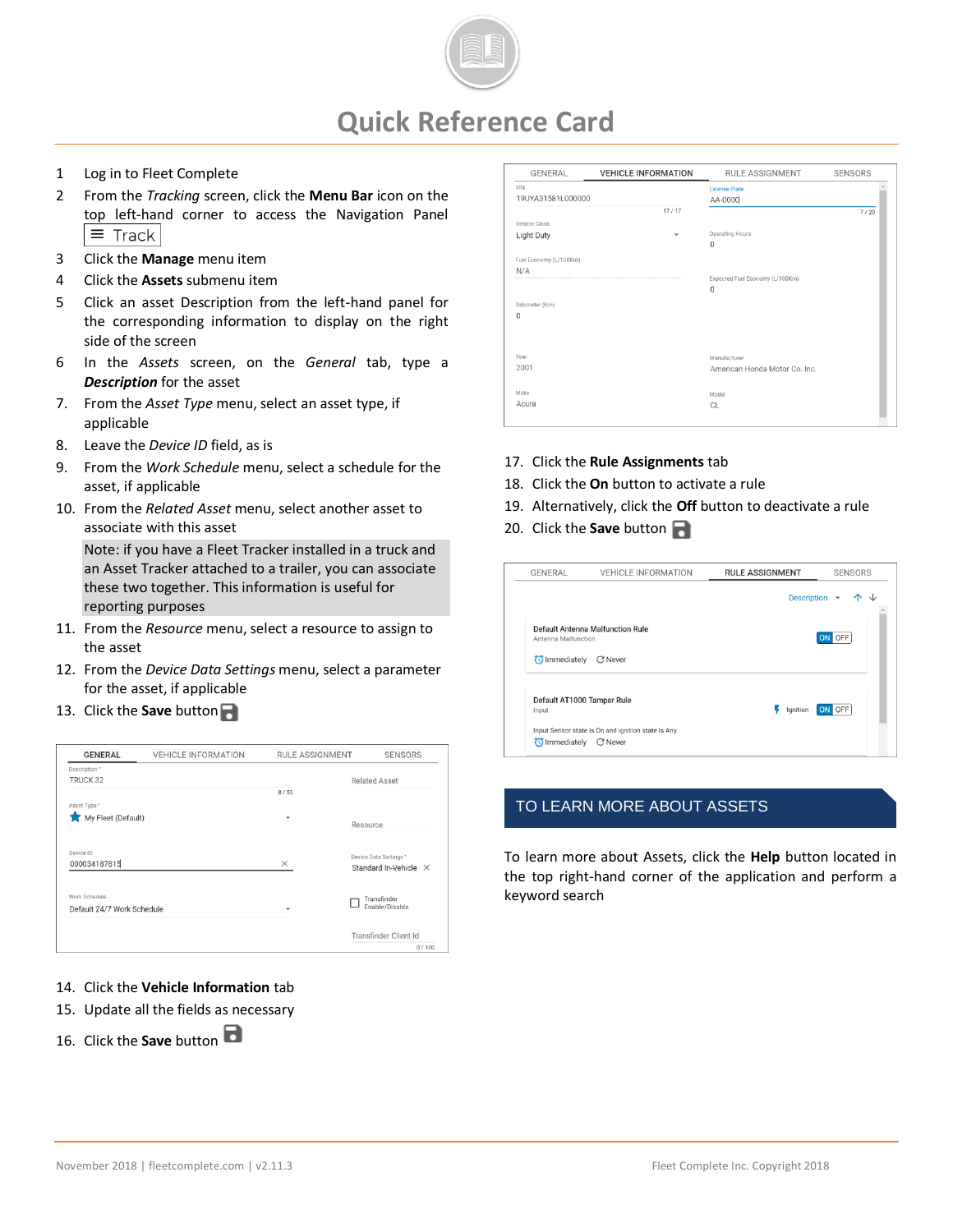# Quick Reference Card

1. Log in to Fleet Complete
2. From the *Tracking* screen, click the **Menu Bar** icon on the top left-hand corner to access the Navigation Panel ≡ Track
3. Click the **Manage** menu item
4. Click the **Assets** submenu item
5. Click an asset Description from the left-hand panel for the corresponding information to display on the right side of the screen
6. In the *Assets* screen, on the *General* tab, type a ***Description*** for the asset
7. From the *Asset Type* menu, select an asset type, if applicable
8. Leave the *Device ID* field, as is
9. From the *Work Schedule* menu, select a schedule for the asset, if applicable
10. From the *Related Asset* menu, select another asset to associate with this asset

    Note: if you have a Fleet Tracker installed in a truck and an Asset Tracker attached to a trailer, you can associate these two together. This information is useful for reporting purposes

11. From the *Resource* menu, select a resource to assign to the asset
12. From the *Device Data Settings* menu, select a parameter for the asset, if applicable
13. Click the **Save** button

GENERAL VEHICLE INFORMATION RULE ASSIGNMENT SENSORS
Description * TRUCK 32 8 / 50
Related Asset
Asset Type * My Fleet (Default)
Resource
Device ID 000034187815
Device Data Settings * Standard In-Vehicle
Work Schedule Default 24/7 Work Schedule
Transfinder Enable/Disable
Transfinder Client Id 0 / 100

14. Click the **Vehicle Information** tab
15. Update all the fields as necessary
16. Click the **Save** button

GENERAL VEHICLE INFORMATION RULE ASSIGNMENT SENSORS
VIN 19UYA31581L000000 17 / 17
License Plate AA-0000 7 / 20
Vehicle Class Light Duty
Operating Hours 0
Fuel Economy (L/100Km) N/A
Expected Fuel Economy (L/100Km) 0
Odometer (Km) 0
Year 2001
Manufacturer American Honda Motor Co. Inc.
Make Acura
Model CL

17. Click the **Rule Assignments** tab
18. Click the **On** button to activate a rule
19. Alternatively, click the **Off** button to deactivate a rule
20. Click the **Save** button

GENERAL VEHICLE INFORMATION RULE ASSIGNMENT SENSORS
Description
Default Antenna Malfunction Rule
Antenna Malfunction
ON OFF
Immediately Never
Default AT1000 Tamper Rule
Input
Ignition ON OFF
Input Sensor state is On and ignition state is Any
Immediately Never

## TO LEARN MORE ABOUT ASSETS

To learn more about Assets, click the **Help** button located in the top right-hand corner of the application and perform a keyword search